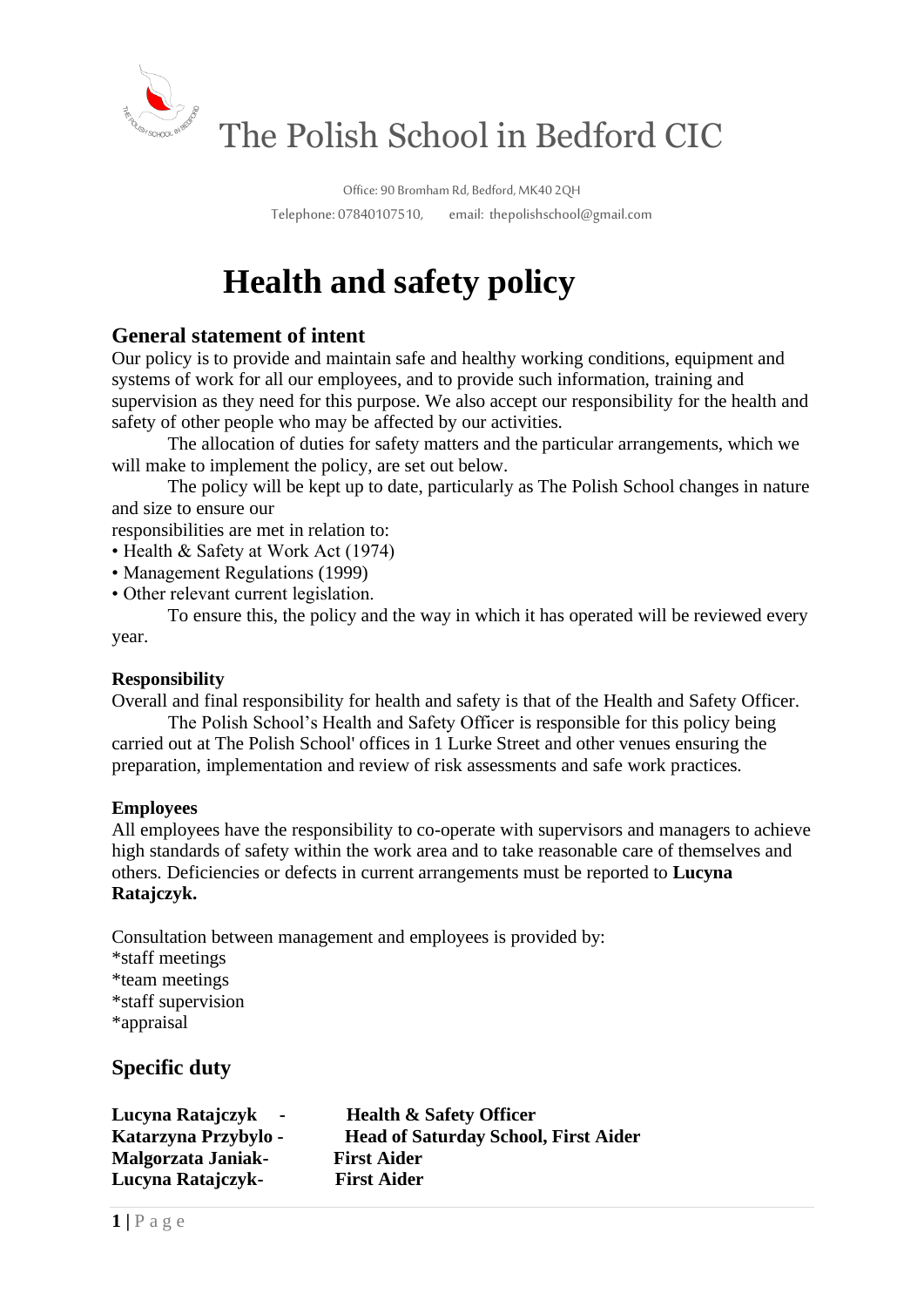# The Polish School in Bedford CIC

Office: 90 Bromham Rd, Bedford, MK40 2QH

Telephone: 07840107510, email: thepolishschool@gmail.com

# Health and safety policy

## General statement of intent

Our policy is to provide and maintain safe and healthy working conditions, equipment and systems of work for all our employees, and to provide such information, training and supervision as they need for this purpose. We also accept our responsibility for the health and safety of other people who may be affected by our activities.

The allocation of duties for safety matters and the particular arrangements, which we will make to implement the policy, are set out below.

The policy will be kept up to date, particularly as The Polish School changes in nature and size to ensure our responsibilities are met in relation to:

- Health & Safety at Work Act (1974)
- Management Regulations (1999)
- Other relevant current legislation.

To ensure this, the policy and the way in which it has operated will be reviewed every year.

**Responsibility**

Overall and final responsibility for health and safety is that of the Health and Safety Officer.

The Polish School's Health and Safety Officer is responsible for this policy being carried out at The Polish School' offices in 1 Lurke Street and other venues ensuring the preparation, implementation and review of risk assessments and safe work practices.

**Employees**

All employees have the responsibility to co-operate with supervisors and managers to achieve high standards of safety within the work area and to take reasonable care of themselves and others. Deficiencies or defects in current arrangements must be reported to **Lucyna Ratajczyk.**

Consultation between management and employees is provided by:

*staff meetings
*team meetings
*staff supervision
*appraisal

## Specific duty

**Lucyna Ratajczyk - Health & Safety Officer**
**Katarzyna Przybylo - Head of Saturday School, First Aider**
**Malgorzata Janiak- First Aider**
**Lucyna Ratajczyk- First Aider**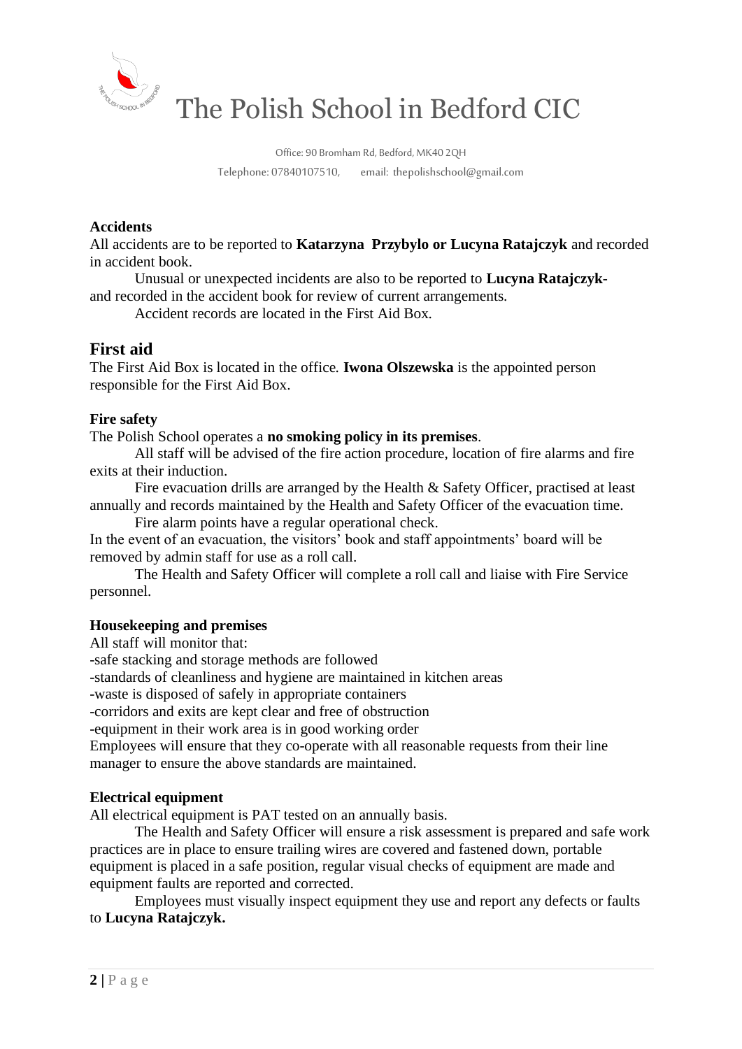**Accidents**

All accidents are to be reported to **Katarzyna Przybylo or Lucyna Ratajczyk** and recorded in accident book.

Unusual or unexpected incidents are also to be reported to **Lucyna Ratajczyk-** and recorded in the accident book for review of current arrangements.

Accident records are located in the First Aid Box.

## First aid

The First Aid Box is located in the office. **Iwona Olszewska** is the appointed person responsible for the First Aid Box.

**Fire safety**

The Polish School operates a **no smoking policy in its premises**.

All staff will be advised of the fire action procedure, location of fire alarms and fire exits at their induction.

Fire evacuation drills are arranged by the Health & Safety Officer, practised at least annually and records maintained by the Health and Safety Officer of the evacuation time.

Fire alarm points have a regular operational check.

In the event of an evacuation, the visitors' book and staff appointments' board will be removed by admin staff for use as a roll call.

The Health and Safety Officer will complete a roll call and liaise with Fire Service personnel.

**Housekeeping and premises**

All staff will monitor that:

-safe stacking and storage methods are followed

-standards of cleanliness and hygiene are maintained in kitchen areas

-waste is disposed of safely in appropriate containers

-corridors and exits are kept clear and free of obstruction

-equipment in their work area is in good working order

Employees will ensure that they co-operate with all reasonable requests from their line manager to ensure the above standards are maintained.

**Electrical equipment**

All electrical equipment is PAT tested on an annually basis.

The Health and Safety Officer will ensure a risk assessment is prepared and safe work practices are in place to ensure trailing wires are covered and fastened down, portable equipment is placed in a safe position, regular visual checks of equipment are made and equipment faults are reported and corrected.

Employees must visually inspect equipment they use and report any defects or faults to **Lucyna Ratajczyk.**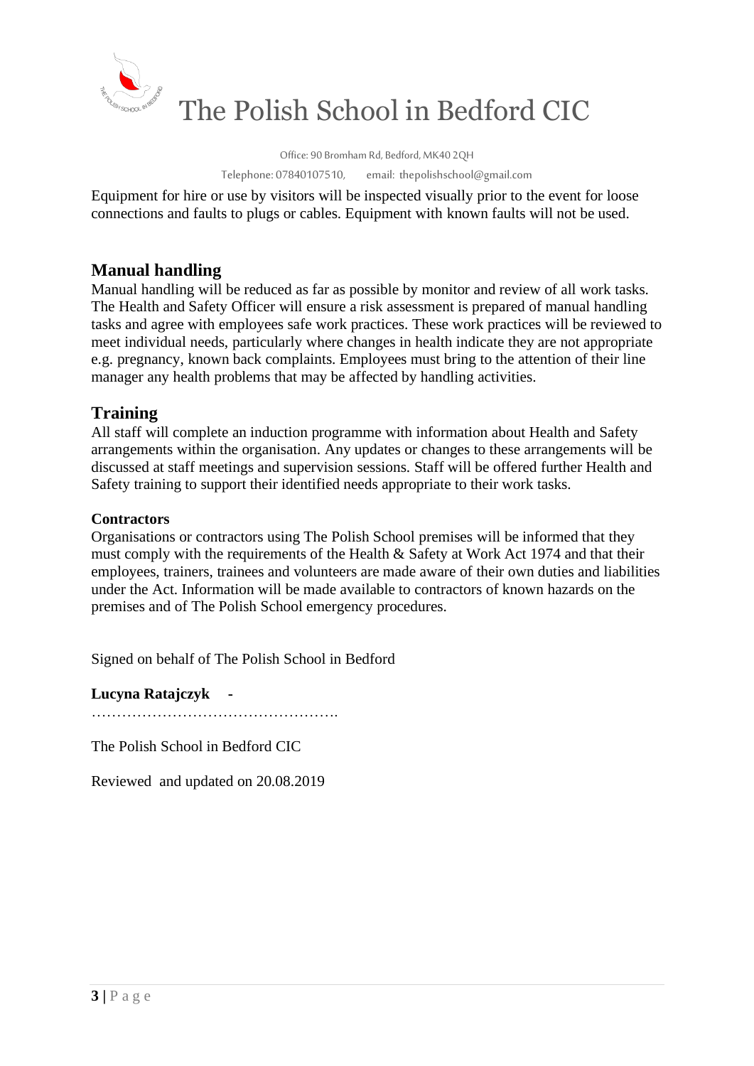Equipment for hire or use by visitors will be inspected visually prior to the event for loose connections and faults to plugs or cables. Equipment with known faults will not be used.

## Manual handling

Manual handling will be reduced as far as possible by monitor and review of all work tasks. The Health and Safety Officer will ensure a risk assessment is prepared of manual handling tasks and agree with employees safe work practices. These work practices will be reviewed to meet individual needs, particularly where changes in health indicate they are not appropriate e.g. pregnancy, known back complaints. Employees must bring to the attention of their line manager any health problems that may be affected by handling activities.

## Training

All staff will complete an induction programme with information about Health and Safety arrangements within the organisation. Any updates or changes to these arrangements will be discussed at staff meetings and supervision sessions. Staff will be offered further Health and Safety training to support their identified needs appropriate to their work tasks.

### Contractors

Organisations or contractors using The Polish School premises will be informed that they must comply with the requirements of the Health & Safety at Work Act 1974 and that their employees, trainers, trainees and volunteers are made aware of their own duties and liabilities under the Act. Information will be made available to contractors of known hazards on the premises and of The Polish School emergency procedures.

Signed on behalf of The Polish School in Bedford

**Lucyna Ratajczyk** -

…………………………………………….

The Polish School in Bedford CIC

Reviewed and updated on 20.08.2019